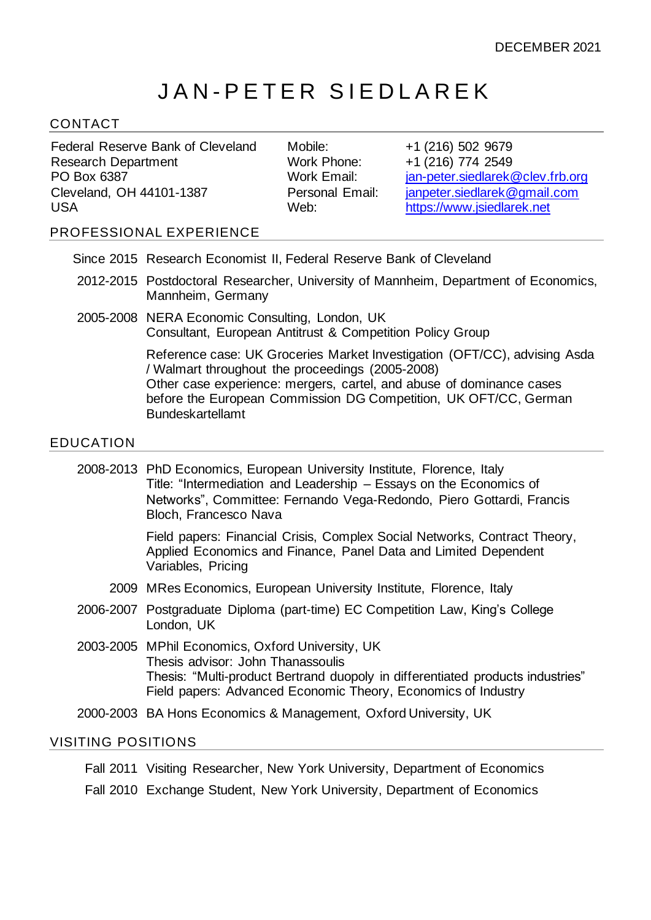DECEMBER 2021

# JAN-PETER SIEDLAREK

## CONTACT

Federal Reserve Bank of Cleveland
Research Department
PO Box 6387
Cleveland, OH 44101-1387
USA

Mobile: +1 (216) 502 9679
Work Phone: +1 (216) 774 2549
Work Email: jan-peter.siedlarek@clev.frb.org
Personal Email: janpeter.siedlarek@gmail.com
Web: https://www.jsiedlarek.net

## PROFESSIONAL EXPERIENCE

**Since 2015** Research Economist II, Federal Reserve Bank of Cleveland

**2012-2015** Postdoctoral Researcher, University of Mannheim, Department of Economics, Mannheim, Germany

**2005-2008** NERA Economic Consulting, London, UK
Consultant, European Antitrust & Competition Policy Group

Reference case: UK Groceries Market Investigation (OFT/CC), advising Asda / Walmart throughout the proceedings (2005-2008)
Other case experience: mergers, cartel, and abuse of dominance cases before the European Commission DG Competition, UK OFT/CC, German Bundeskartellamt

## EDUCATION

**2008-2013** PhD Economics, European University Institute, Florence, Italy
Title: "Intermediation and Leadership – Essays on the Economics of Networks", Committee: Fernando Vega-Redondo, Piero Gottardi, Francis Bloch, Francesco Nava

Field papers: Financial Crisis, Complex Social Networks, Contract Theory, Applied Economics and Finance, Panel Data and Limited Dependent Variables, Pricing

**2009** MRes Economics, European University Institute, Florence, Italy

**2006-2007** Postgraduate Diploma (part-time) EC Competition Law, King's College London, UK

**2003-2005** MPhil Economics, Oxford University, UK
Thesis advisor: John Thanassoulis
Thesis: "Multi-product Bertrand duopoly in differentiated products industries"
Field papers: Advanced Economic Theory, Economics of Industry

**2000-2003** BA Hons Economics & Management, Oxford University, UK

## VISITING POSITIONS

**Fall 2011** Visiting Researcher, New York University, Department of Economics

**Fall 2010** Exchange Student, New York University, Department of Economics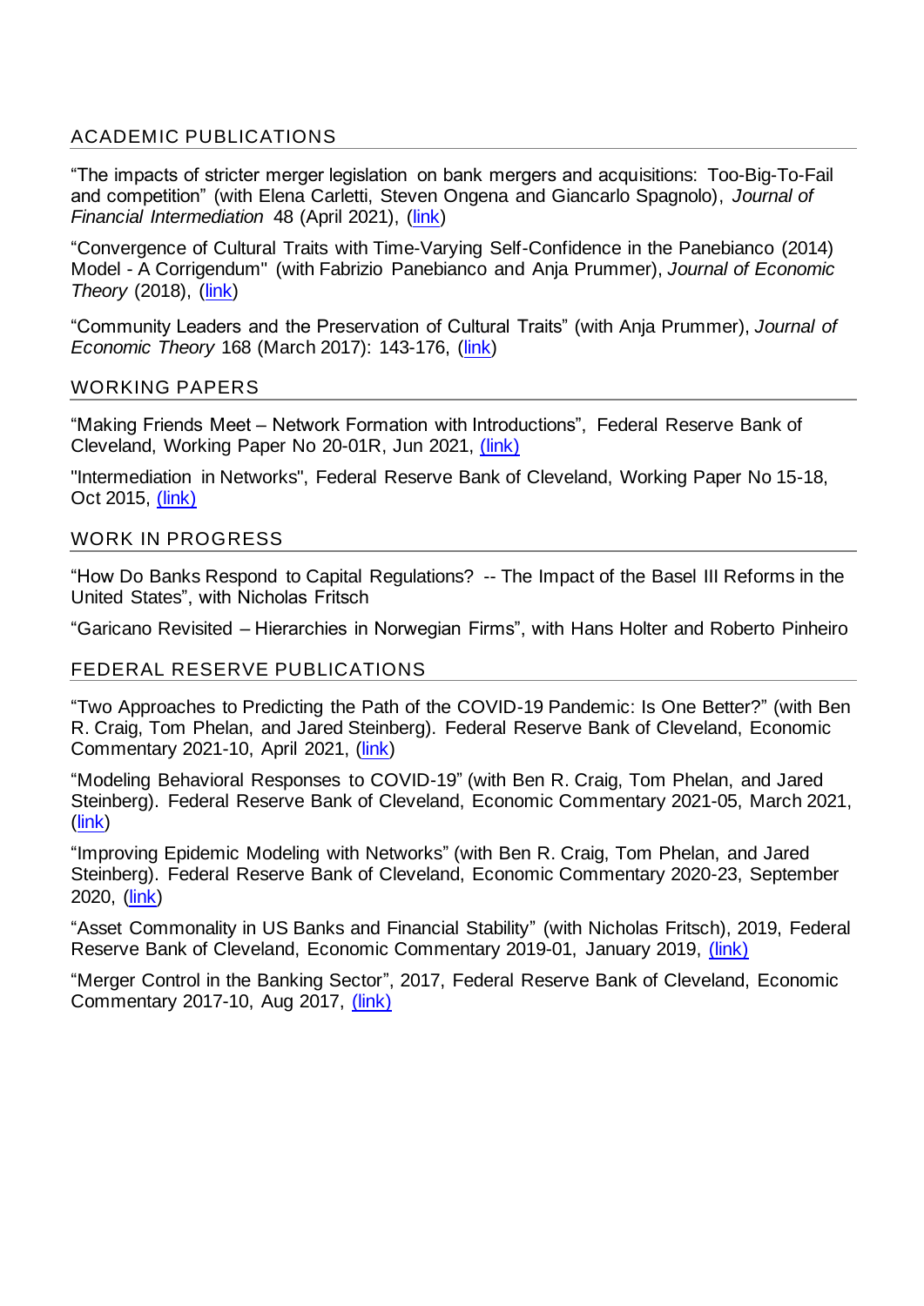## ACADEMIC PUBLICATIONS

"The impacts of stricter merger legislation on bank mergers and acquisitions: Too-Big-To-Fail and competition" (with Elena Carletti, Steven Ongena and Giancarlo Spagnolo), *Journal of Financial Intermediation* 48 (April 2021), (link)

"Convergence of Cultural Traits with Time-Varying Self-Confidence in the Panebianco (2014) Model - A Corrigendum" (with Fabrizio Panebianco and Anja Prummer), *Journal of Economic Theory* (2018), (link)

"Community Leaders and the Preservation of Cultural Traits" (with Anja Prummer), *Journal of Economic Theory* 168 (March 2017): 143-176, (link)

## WORKING PAPERS

"Making Friends Meet – Network Formation with Introductions", Federal Reserve Bank of Cleveland, Working Paper No 20-01R, Jun 2021, (link)

"Intermediation in Networks", Federal Reserve Bank of Cleveland, Working Paper No 15-18, Oct 2015, (link)

## WORK IN PROGRESS

"How Do Banks Respond to Capital Regulations? -- The Impact of the Basel III Reforms in the United States", with Nicholas Fritsch

"Garicano Revisited – Hierarchies in Norwegian Firms", with Hans Holter and Roberto Pinheiro

## FEDERAL RESERVE PUBLICATIONS

"Two Approaches to Predicting the Path of the COVID-19 Pandemic: Is One Better?" (with Ben R. Craig, Tom Phelan, and Jared Steinberg). Federal Reserve Bank of Cleveland, Economic Commentary 2021-10, April 2021, (link)

"Modeling Behavioral Responses to COVID-19" (with Ben R. Craig, Tom Phelan, and Jared Steinberg). Federal Reserve Bank of Cleveland, Economic Commentary 2021-05, March 2021, (link)

"Improving Epidemic Modeling with Networks" (with Ben R. Craig, Tom Phelan, and Jared Steinberg). Federal Reserve Bank of Cleveland, Economic Commentary 2020-23, September 2020, (link)

"Asset Commonality in US Banks and Financial Stability" (with Nicholas Fritsch), 2019, Federal Reserve Bank of Cleveland, Economic Commentary 2019-01, January 2019, (link)

"Merger Control in the Banking Sector", 2017, Federal Reserve Bank of Cleveland, Economic Commentary 2017-10, Aug 2017, (link)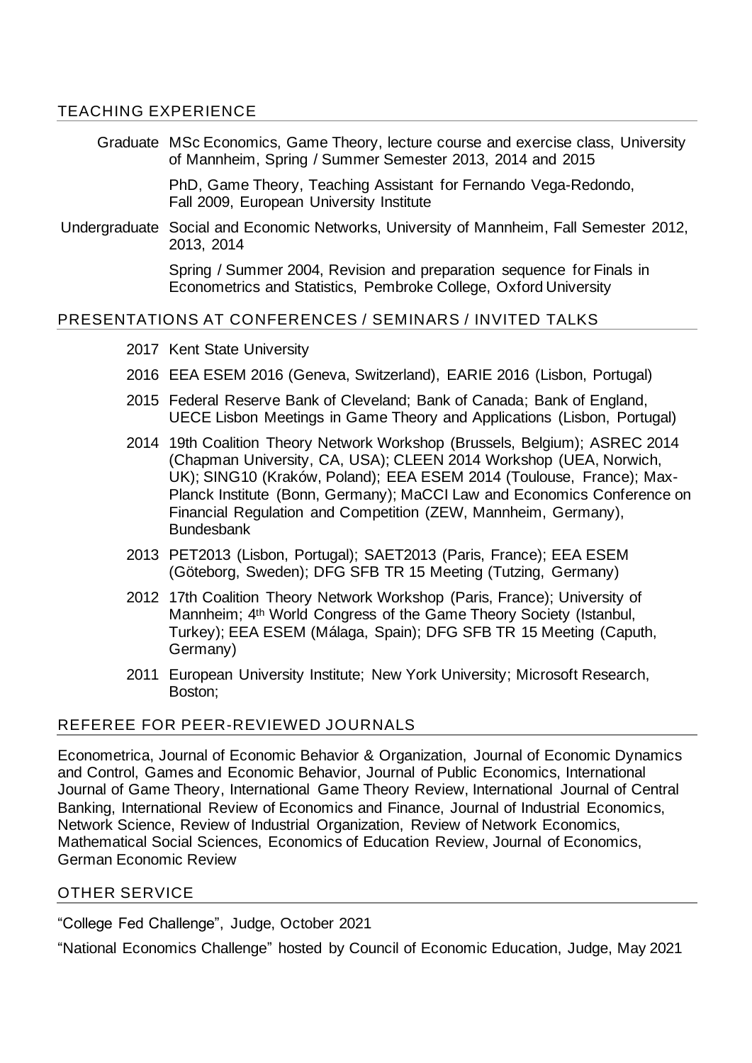## TEACHING EXPERIENCE

**Graduate** MSc Economics, Game Theory, lecture course and exercise class, University of Mannheim, Spring / Summer Semester 2013, 2014 and 2015

PhD, Game Theory, Teaching Assistant for Fernando Vega-Redondo, Fall 2009, European University Institute

**Undergraduate** Social and Economic Networks, University of Mannheim, Fall Semester 2012, 2013, 2014

Spring / Summer 2004, Revision and preparation sequence for Finals in Econometrics and Statistics, Pembroke College, Oxford University

## PRESENTATIONS AT CONFERENCES / SEMINARS / INVITED TALKS

**2017** Kent State University

**2016** EEA ESEM 2016 (Geneva, Switzerland), EARIE 2016 (Lisbon, Portugal)

**2015** Federal Reserve Bank of Cleveland; Bank of Canada; Bank of England, UECE Lisbon Meetings in Game Theory and Applications (Lisbon, Portugal)

**2014** 19th Coalition Theory Network Workshop (Brussels, Belgium); ASREC 2014 (Chapman University, CA, USA); CLEEN 2014 Workshop (UEA, Norwich, UK); SING10 (Kraków, Poland); EEA ESEM 2014 (Toulouse, France); Max-Planck Institute (Bonn, Germany); MaCCI Law and Economics Conference on Financial Regulation and Competition (ZEW, Mannheim, Germany), Bundesbank

**2013** PET2013 (Lisbon, Portugal); SAET2013 (Paris, France); EEA ESEM (Göteborg, Sweden); DFG SFB TR 15 Meeting (Tutzing, Germany)

**2012** 17th Coalition Theory Network Workshop (Paris, France); University of Mannheim; 4th World Congress of the Game Theory Society (Istanbul, Turkey); EEA ESEM (Málaga, Spain); DFG SFB TR 15 Meeting (Caputh, Germany)

**2011** European University Institute; New York University; Microsoft Research, Boston;

## REFEREE FOR PEER-REVIEWED JOURNALS

Econometrica, Journal of Economic Behavior & Organization, Journal of Economic Dynamics and Control, Games and Economic Behavior, Journal of Public Economics, International Journal of Game Theory, International Game Theory Review, International Journal of Central Banking, International Review of Economics and Finance, Journal of Industrial Economics, Network Science, Review of Industrial Organization, Review of Network Economics, Mathematical Social Sciences, Economics of Education Review, Journal of Economics, German Economic Review

## OTHER SERVICE

"College Fed Challenge", Judge, October 2021

"National Economics Challenge" hosted by Council of Economic Education, Judge, May 2021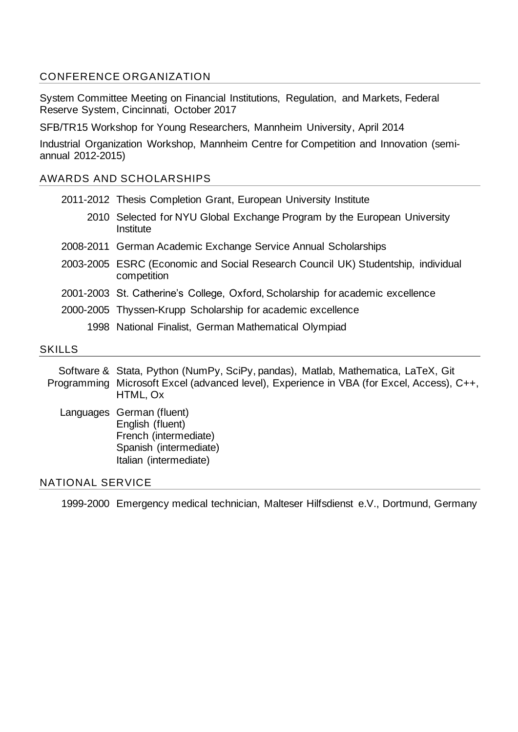## CONFERENCE ORGANIZATION

System Committee Meeting on Financial Institutions, Regulation, and Markets, Federal Reserve System, Cincinnati, October 2017

SFB/TR15 Workshop for Young Researchers, Mannheim University, April 2014

Industrial Organization Workshop, Mannheim Centre for Competition and Innovation (semi-annual 2012-2015)

## AWARDS AND SCHOLARSHIPS

| | |
|---|---|
| 2011-2012 | Thesis Completion Grant, European University Institute |
| 2010 | Selected for NYU Global Exchange Program by the European University Institute |
| 2008-2011 | German Academic Exchange Service Annual Scholarships |
| 2003-2005 | ESRC (Economic and Social Research Council UK) Studentship, individual competition |
| 2001-2003 | St. Catherine's College, Oxford, Scholarship for academic excellence |
| 2000-2005 | Thyssen-Krupp Scholarship for academic excellence |
| 1998 | National Finalist, German Mathematical Olympiad |

## SKILLS

| | |
|---|---|
| Software & Programming | Stata, Python (NumPy, SciPy, pandas), Matlab, Mathematica, LaTeX, Git<br>Microsoft Excel (advanced level), Experience in VBA (for Excel, Access), C++, HTML, Ox |
| Languages | German (fluent)<br>English (fluent)<br>French (intermediate)<br>Spanish (intermediate)<br>Italian (intermediate) |

## NATIONAL SERVICE

| | |
|---|---|
| 1999-2000 | Emergency medical technician, Malteser Hilfsdienst e.V., Dortmund, Germany |